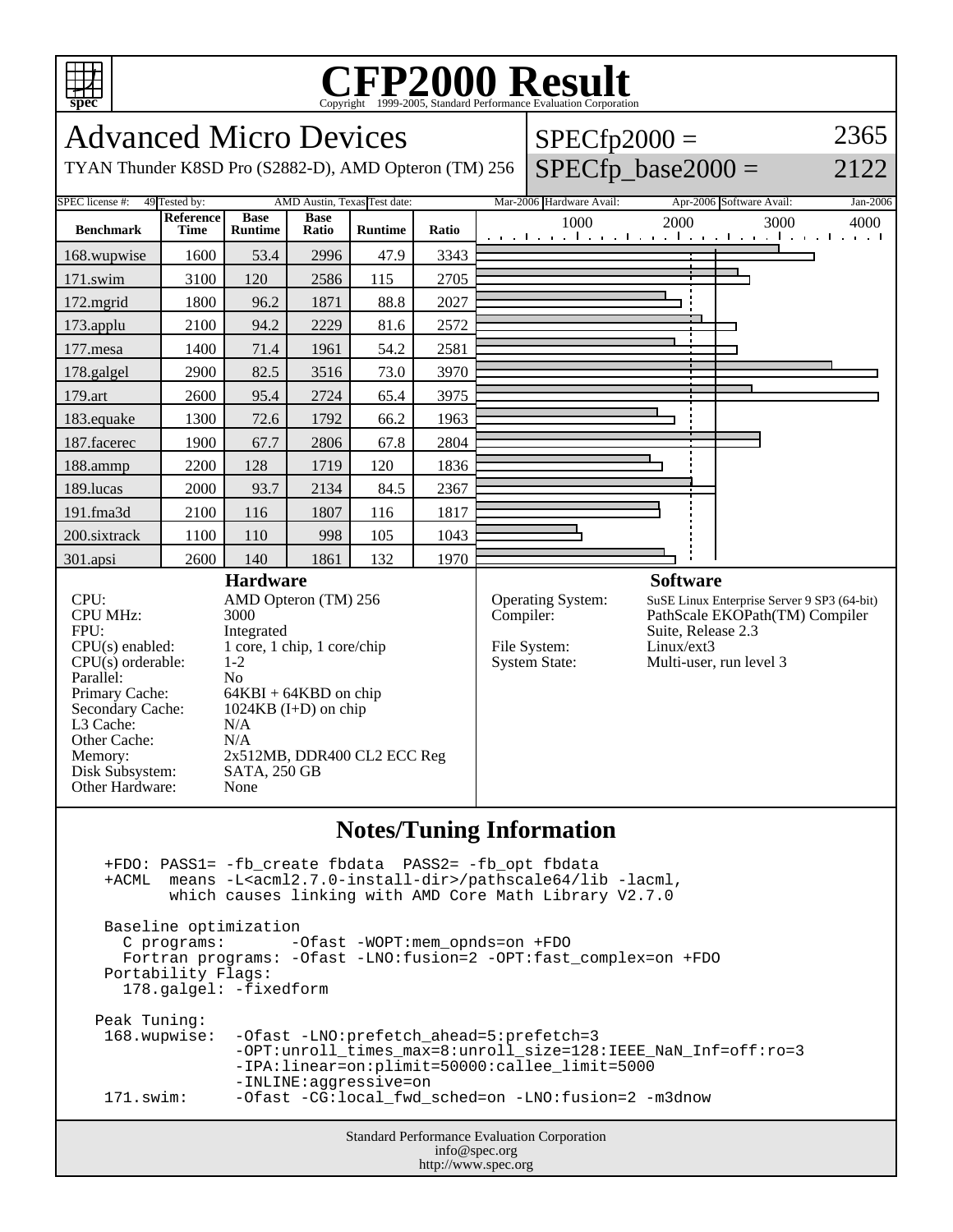# CFP2000 Result

Copyright 1999-2005, Standard Performance Evaluation Corporation

## Advanced Micro Devices

TYAN Thunder K8SD Pro (S2882-D), AMD Opteron (TM) 256

SPECfp2000 = 2365

SPECfp_base2000 = 2122

SPEC license #: 49 Tested by: AMD Austin, Texas Test date: Mar-2006 Hardware Avail: Apr-2006 Software Avail: Jan-2006

| Benchmark | Reference Time | Base Runtime | Base Ratio | Runtime | Ratio |
|---|---|---|---|---|---|
| 168.wupwise | 1600 | 53.4 | 2996 | 47.9 | 3343 |
| 171.swim | 3100 | 120 | 2586 | 115 | 2705 |
| 172.mgrid | 1800 | 96.2 | 1871 | 88.8 | 2027 |
| 173.applu | 2100 | 94.2 | 2229 | 81.6 | 2572 |
| 177.mesa | 1400 | 71.4 | 1961 | 54.2 | 2581 |
| 178.galgel | 2900 | 82.5 | 3516 | 73.0 | 3970 |
| 179.art | 2600 | 95.4 | 2724 | 65.4 | 3975 |
| 183.equake | 1300 | 72.6 | 1792 | 66.2 | 1963 |
| 187.facerec | 1900 | 67.7 | 2806 | 67.8 | 2804 |
| 188.ammp | 2200 | 128 | 1719 | 120 | 1836 |
| 189.lucas | 2000 | 93.7 | 2134 | 84.5 | 2367 |
| 191.fma3d | 2100 | 116 | 1807 | 116 | 1817 |
| 200.sixtrack | 1100 | 110 | 998 | 105 | 1043 |
| 301.apsi | 2600 | 140 | 1861 | 132 | 1970 |

1000 2000 3000 4000

### Hardware

| | |
|---|---|
| CPU: | AMD Opteron (TM) 256 |
| CPU MHz: | 3000 |
| FPU: | Integrated |
| CPU(s) enabled: | 1 core, 1 chip, 1 core/chip |
| CPU(s) orderable: | 1-2 |
| Parallel: | No |
| Primary Cache: | 64KBI + 64KBD on chip |
| Secondary Cache: | 1024KB (I+D) on chip |
| L3 Cache: | N/A |
| Other Cache: | N/A |
| Memory: | 2x512MB, DDR400 CL2 ECC Reg |
| Disk Subsystem: | SATA, 250 GB |
| Other Hardware: | None |

### Software

| | |
|---|---|
| Operating System: | SuSE Linux Enterprise Server 9 SP3 (64-bit) |
| Compiler: | PathScale EKOPath(TM) Compiler Suite, Release 2.3 |
| File System: | Linux/ext3 |
| System State: | Multi-user, run level 3 |

## Notes/Tuning Information

```
+FDO: PASS1= -fb_create fbdata  PASS2= -fb_opt fbdata
+ACML  means -L<acml2.7.0-install-dir>/pathscale64/lib -lacml,
       which causes linking with AMD Core Math Library V2.7.0

Baseline optimization
  C programs:       -Ofast -WOPT:mem_opnds=on +FDO
  Fortran programs: -Ofast -LNO:fusion=2 -OPT:fast_complex=on +FDO
Portability Flags:
  178.galgel: -fixedform

Peak Tuning:
 168.wupwise:  -Ofast -LNO:prefetch_ahead=5:prefetch=3
               -OPT:unroll_times_max=8:unroll_size=128:IEEE_NaN_Inf=off:ro=3
               -IPA:linear=on:plimit=50000:callee_limit=5000
               -INLINE:aggressive=on
 171.swim:     -Ofast -CG:local_fwd_sched=on -LNO:fusion=2 -m3dnow
```

Standard Performance Evaluation Corporation
info@spec.org
http://www.spec.org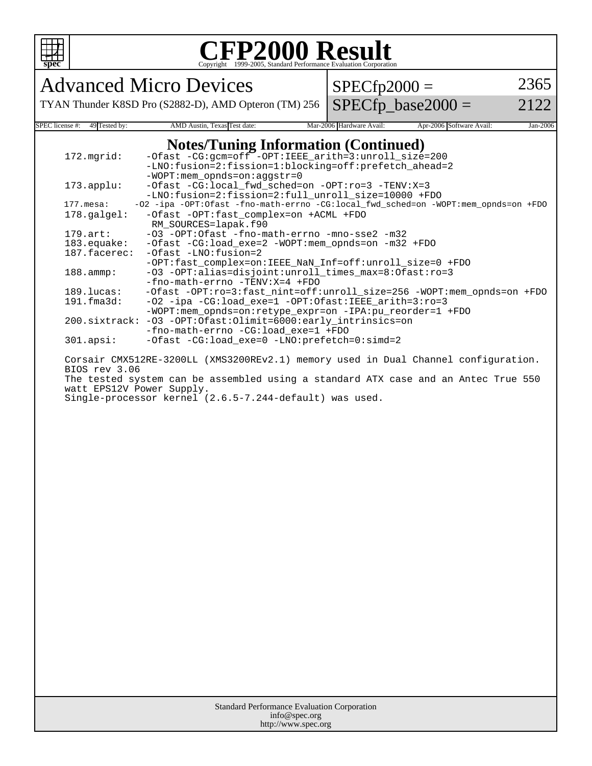# CFP2000 Result

Copyright 1999-2005, Standard Performance Evaluation Corporation

## Advanced Micro Devices

TYAN Thunder K8SD Pro (S2882-D), AMD Opteron (TM) 256

SPECfp2000 = 2365

SPECfp_base2000 = 2122

| SPEC license #: | 49 | Tested by: | AMD Austin, Texas | Test date: | Mar-2006 | Hardware Avail: | Apr-2006 | Software Avail: | Jan-2006 |
|---|---|---|---|---|---|---|---|---|---|

### Notes/Tuning Information (Continued)

```
172.mgrid:     -Ofast -CG:gcm=off -OPT:IEEE_arith=3:unroll_size=200
               -LNO:fusion=2:fission=1:blocking=off:prefetch_ahead=2
               -WOPT:mem_opnds=on:aggstr=0
173.applu:     -Ofast -CG:local_fwd_sched=on -OPT:ro=3 -TENV:X=3
               -LNO:fusion=2:fission=2:full_unroll_size=10000 +FDO
177.mesa:      -O2 -ipa -OPT:Ofast -fno-math-errno -CG:local_fwd_sched=on -WOPT:mem_opnds=on +FDO
178.galgel:    -Ofast -OPT:fast_complex=on +ACML +FDO
               RM_SOURCES=lapak.f90
179.art:       -O3 -OPT:Ofast -fno-math-errno -mno-sse2 -m32
183.equake:    -Ofast -CG:load_exe=2 -WOPT:mem_opnds=on -m32 +FDO
187.facerec:   -Ofast -LNO:fusion=2
               -OPT:fast_complex=on:IEEE_NaN_Inf=off:unroll_size=0 +FDO
188.ammp:      -O3 -OPT:alias=disjoint:unroll_times_max=8:Ofast:ro=3
               -fno-math-errno -TENV:X=4 +FDO
189.lucas:     -Ofast -OPT:ro=3:fast_nint=off:unroll_size=256 -WOPT:mem_opnds=on +FDO
191.fma3d:     -O2 -ipa -CG:load_exe=1 -OPT:Ofast:IEEE_arith=3:ro=3
               -WOPT:mem_opnds=on:retype_expr=on -IPA:pu_reorder=1 +FDO
200.sixtrack: -O3 -OPT:Ofast:Olimit=6000:early_intrinsics=on
               -fno-math-errno -CG:load_exe=1 +FDO
301.apsi:      -Ofast -CG:load_exe=0 -LNO:prefetch=0:simd=2
```

Corsair CMX512RE-3200LL (XMS3200REv2.1) memory used in Dual Channel configuration.
BIOS rev 3.06
The tested system can be assembled using a standard ATX case and an Antec True 550 watt EPS12V Power Supply.
Single-processor kernel (2.6.5-7.244-default) was used.

Standard Performance Evaluation Corporation
info@spec.org
http://www.spec.org